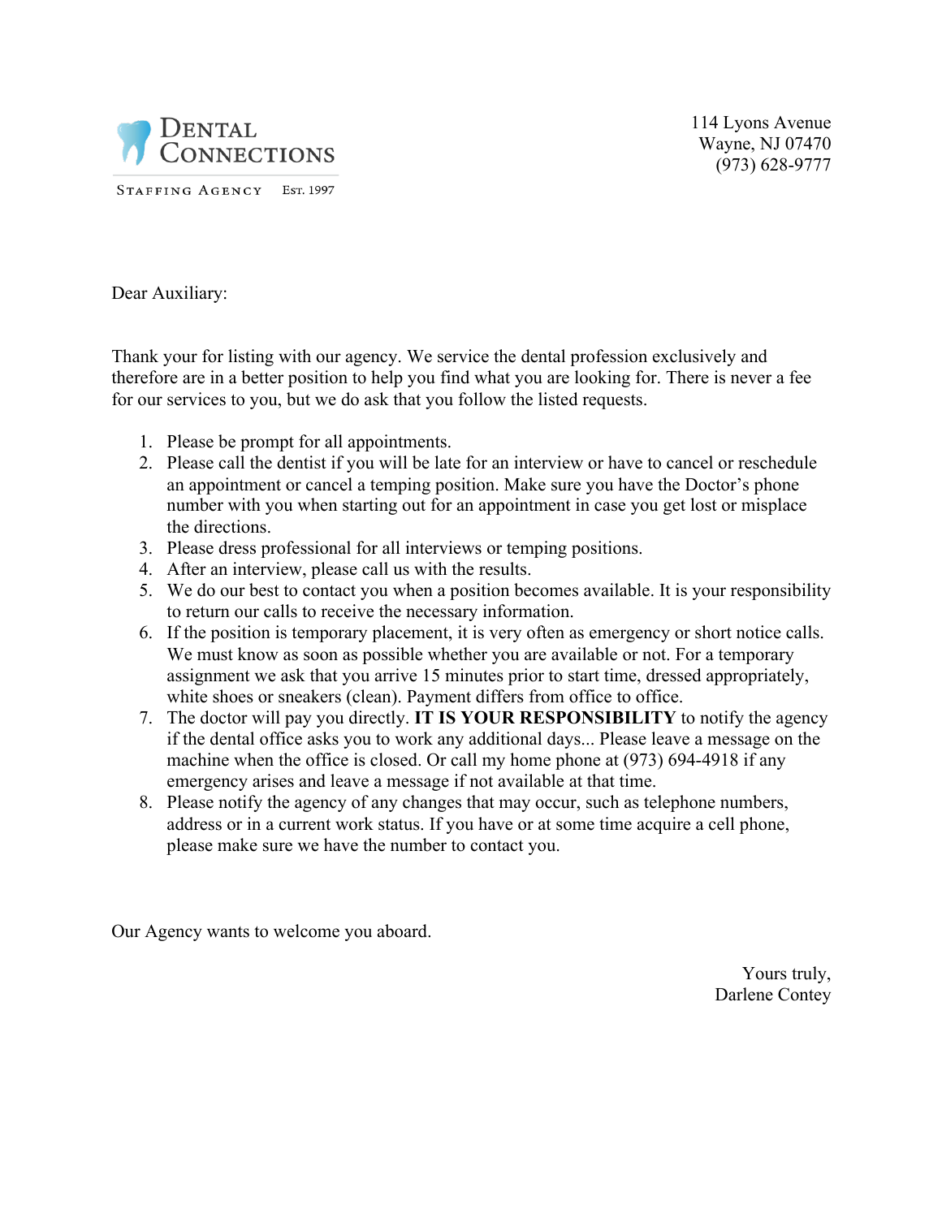DENTAL CONNECTIONS

STAFFING AGENCY EST. 1997

114 Lyons Avenue
Wayne, NJ 07470
(973) 628-9777

Dear Auxiliary:

Thank your for listing with our agency. We service the dental profession exclusively and therefore are in a better position to help you find what you are looking for. There is never a fee for our services to you, but we do ask that you follow the listed requests.

1. Please be prompt for all appointments.
2. Please call the dentist if you will be late for an interview or have to cancel or reschedule an appointment or cancel a temping position. Make sure you have the Doctor's phone number with you when starting out for an appointment in case you get lost or misplace the directions.
3. Please dress professional for all interviews or temping positions.
4. After an interview, please call us with the results.
5. We do our best to contact you when a position becomes available. It is your responsibility to return our calls to receive the necessary information.
6. If the position is temporary placement, it is very often as emergency or short notice calls. We must know as soon as possible whether you are available or not. For a temporary assignment we ask that you arrive 15 minutes prior to start time, dressed appropriately, white shoes or sneakers (clean). Payment differs from office to office.
7. The doctor will pay you directly. **IT IS YOUR RESPONSIBILITY** to notify the agency if the dental office asks you to work any additional days... Please leave a message on the machine when the office is closed. Or call my home phone at (973) 694-4918 if any emergency arises and leave a message if not available at that time.
8. Please notify the agency of any changes that may occur, such as telephone numbers, address or in a current work status. If you have or at some time acquire a cell phone, please make sure we have the number to contact you.

Our Agency wants to welcome you aboard.

Yours truly,
Darlene Contey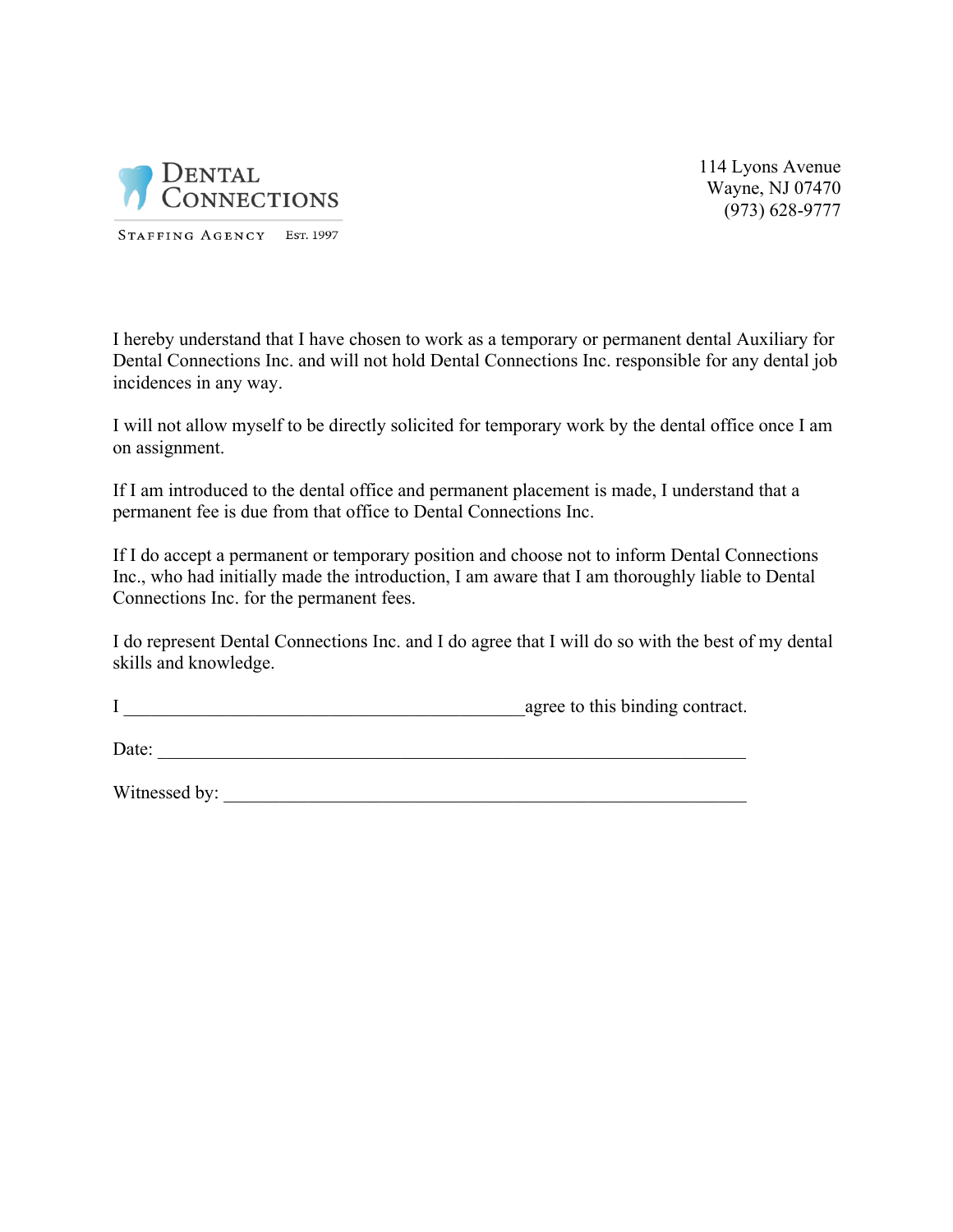DENTAL CONNECTIONS

STAFFING AGENCY EST. 1997

114 Lyons Avenue
Wayne, NJ 07470
(973) 628-9777

I hereby understand that I have chosen to work as a temporary or permanent dental Auxiliary for Dental Connections Inc. and will not hold Dental Connections Inc. responsible for any dental job incidences in any way.

I will not allow myself to be directly solicited for temporary work by the dental office once I am on assignment.

If I am introduced to the dental office and permanent placement is made, I understand that a permanent fee is due from that office to Dental Connections Inc.

If I do accept a permanent or temporary position and choose not to inform Dental Connections Inc., who had initially made the introduction, I am aware that I am thoroughly liable to Dental Connections Inc. for the permanent fees.

I do represent Dental Connections Inc. and I do agree that I will do so with the best of my dental skills and knowledge.

I ____________________________________________ agree to this binding contract.

Date: ____________________________________________________________

Witnessed by: _______________________________________________________